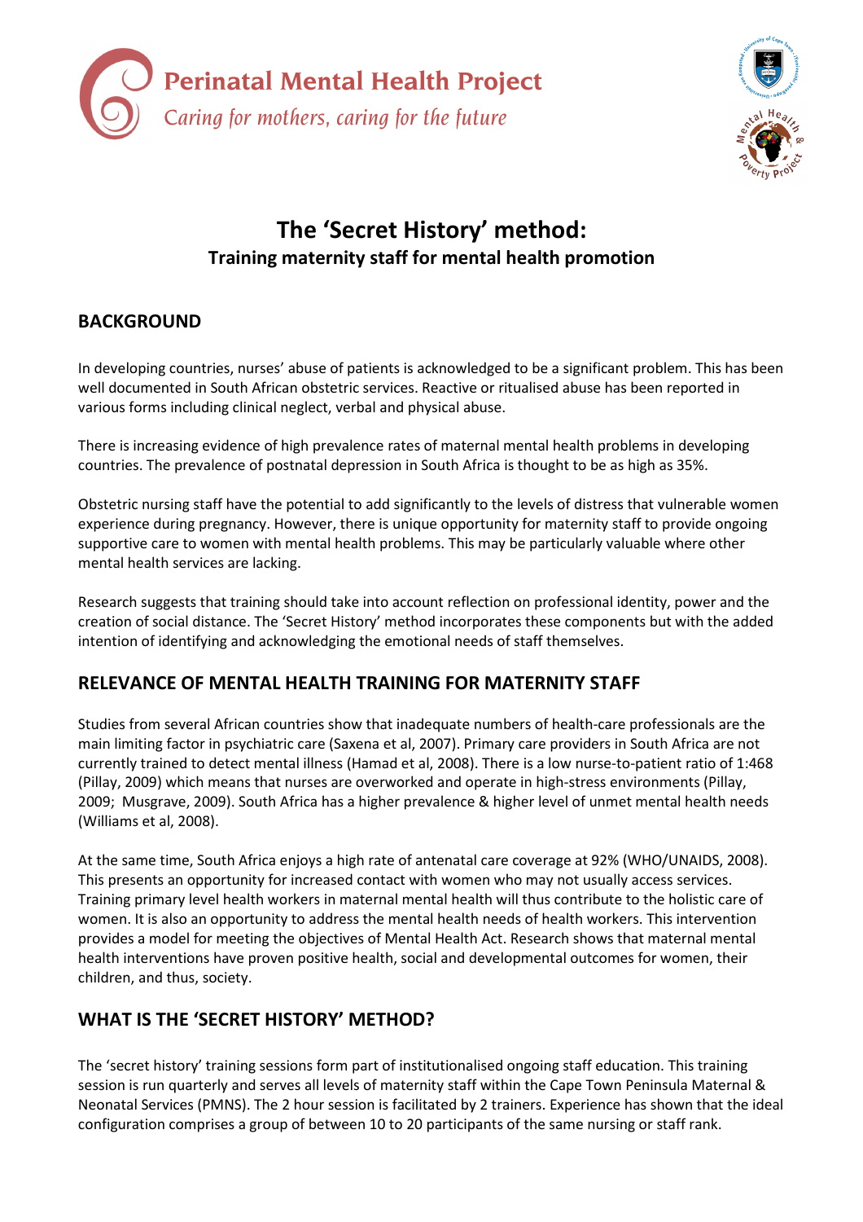Perinatal Mental Health Project

*Caring for mothers, caring for the future*

# The 'Secret History' method:

## Training maternity staff for mental health promotion

## BACKGROUND

In developing countries, nurses' abuse of patients is acknowledged to be a significant problem. This has been well documented in South African obstetric services. Reactive or ritualised abuse has been reported in various forms including clinical neglect, verbal and physical abuse.

There is increasing evidence of high prevalence rates of maternal mental health problems in developing countries. The prevalence of postnatal depression in South Africa is thought to be as high as 35%.

Obstetric nursing staff have the potential to add significantly to the levels of distress that vulnerable women experience during pregnancy. However, there is unique opportunity for maternity staff to provide ongoing supportive care to women with mental health problems. This may be particularly valuable where other mental health services are lacking.

Research suggests that training should take into account reflection on professional identity, power and the creation of social distance. The 'Secret History' method incorporates these components but with the added intention of identifying and acknowledging the emotional needs of staff themselves.

## RELEVANCE OF MENTAL HEALTH TRAINING FOR MATERNITY STAFF

Studies from several African countries show that inadequate numbers of health-care professionals are the main limiting factor in psychiatric care (Saxena et al, 2007). Primary care providers in South Africa are not currently trained to detect mental illness (Hamad et al, 2008). There is a low nurse-to-patient ratio of 1:468 (Pillay, 2009) which means that nurses are overworked and operate in high-stress environments (Pillay, 2009; Musgrave, 2009). South Africa has a higher prevalence & higher level of unmet mental health needs (Williams et al, 2008).

At the same time, South Africa enjoys a high rate of antenatal care coverage at 92% (WHO/UNAIDS, 2008). This presents an opportunity for increased contact with women who may not usually access services. Training primary level health workers in maternal mental health will thus contribute to the holistic care of women. It is also an opportunity to address the mental health needs of health workers. This intervention provides a model for meeting the objectives of Mental Health Act. Research shows that maternal mental health interventions have proven positive health, social and developmental outcomes for women, their children, and thus, society.

## WHAT IS THE 'SECRET HISTORY' METHOD?

The 'secret history' training sessions form part of institutionalised ongoing staff education. This training session is run quarterly and serves all levels of maternity staff within the Cape Town Peninsula Maternal & Neonatal Services (PMNS). The 2 hour session is facilitated by 2 trainers. Experience has shown that the ideal configuration comprises a group of between 10 to 20 participants of the same nursing or staff rank.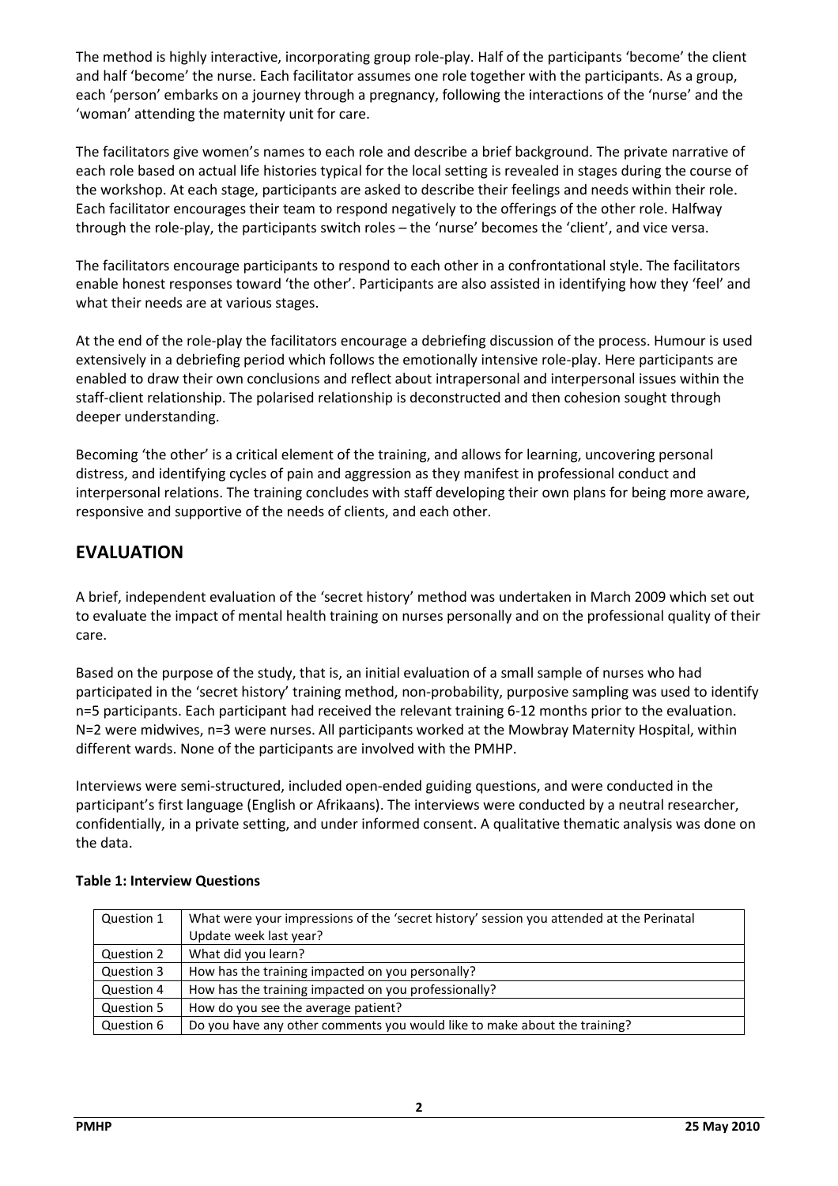The method is highly interactive, incorporating group role-play. Half of the participants 'become' the client and half 'become' the nurse. Each facilitator assumes one role together with the participants. As a group, each 'person' embarks on a journey through a pregnancy, following the interactions of the 'nurse' and the 'woman' attending the maternity unit for care.

The facilitators give women's names to each role and describe a brief background. The private narrative of each role based on actual life histories typical for the local setting is revealed in stages during the course of the workshop. At each stage, participants are asked to describe their feelings and needs within their role. Each facilitator encourages their team to respond negatively to the offerings of the other role. Halfway through the role-play, the participants switch roles – the 'nurse' becomes the 'client', and vice versa.

The facilitators encourage participants to respond to each other in a confrontational style. The facilitators enable honest responses toward 'the other'. Participants are also assisted in identifying how they 'feel' and what their needs are at various stages.

At the end of the role-play the facilitators encourage a debriefing discussion of the process. Humour is used extensively in a debriefing period which follows the emotionally intensive role-play. Here participants are enabled to draw their own conclusions and reflect about intrapersonal and interpersonal issues within the staff-client relationship. The polarised relationship is deconstructed and then cohesion sought through deeper understanding.

Becoming 'the other' is a critical element of the training, and allows for learning, uncovering personal distress, and identifying cycles of pain and aggression as they manifest in professional conduct and interpersonal relations. The training concludes with staff developing their own plans for being more aware, responsive and supportive of the needs of clients, and each other.

## EVALUATION

A brief, independent evaluation of the 'secret history' method was undertaken in March 2009 which set out to evaluate the impact of mental health training on nurses personally and on the professional quality of their care.

Based on the purpose of the study, that is, an initial evaluation of a small sample of nurses who had participated in the 'secret history' training method, non-probability, purposive sampling was used to identify n=5 participants. Each participant had received the relevant training 6-12 months prior to the evaluation. N=2 were midwives, n=3 were nurses. All participants worked at the Mowbray Maternity Hospital, within different wards. None of the participants are involved with the PMHP.

Interviews were semi-structured, included open-ended guiding questions, and were conducted in the participant's first language (English or Afrikaans). The interviews were conducted by a neutral researcher, confidentially, in a private setting, and under informed consent. A qualitative thematic analysis was done on the data.

**Table 1: Interview Questions**

| | |
|---|---|
| Question 1 | What were your impressions of the 'secret history' session you attended at the Perinatal Update week last year? |
| Question 2 | What did you learn? |
| Question 3 | How has the training impacted on you personally? |
| Question 4 | How has the training impacted on you professionally? |
| Question 5 | How do you see the average patient? |
| Question 6 | Do you have any other comments you would like to make about the training? |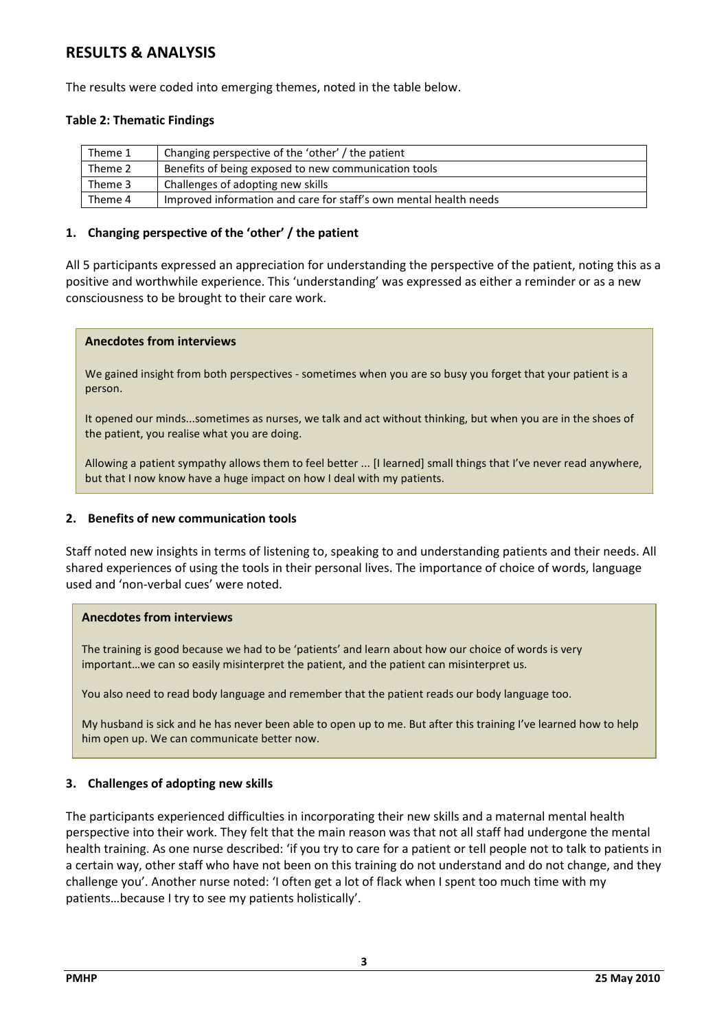## RESULTS & ANALYSIS

The results were coded into emerging themes, noted in the table below.

**Table 2: Thematic Findings**

| | |
|---|---|
| Theme 1 | Changing perspective of the 'other' / the patient |
| Theme 2 | Benefits of being exposed to new communication tools |
| Theme 3 | Challenges of adopting new skills |
| Theme 4 | Improved information and care for staff's own mental health needs |

### 1. Changing perspective of the 'other' / the patient

All 5 participants expressed an appreciation for understanding the perspective of the patient, noting this as a positive and worthwhile experience. This 'understanding' was expressed as either a reminder or as a new consciousness to be brought to their care work.

> **Anecdotes from interviews**
>
> We gained insight from both perspectives - sometimes when you are so busy you forget that your patient is a person.
>
> It opened our minds...sometimes as nurses, we talk and act without thinking, but when you are in the shoes of the patient, you realise what you are doing.
>
> Allowing a patient sympathy allows them to feel better ... [I learned] small things that I've never read anywhere, but that I now know have a huge impact on how I deal with my patients.

### 2. Benefits of new communication tools

Staff noted new insights in terms of listening to, speaking to and understanding patients and their needs. All shared experiences of using the tools in their personal lives. The importance of choice of words, language used and 'non-verbal cues' were noted.

> **Anecdotes from interviews**
>
> The training is good because we had to be 'patients' and learn about how our choice of words is very important…we can so easily misinterpret the patient, and the patient can misinterpret us.
>
> You also need to read body language and remember that the patient reads our body language too.
>
> My husband is sick and he has never been able to open up to me. But after this training I've learned how to help him open up. We can communicate better now.

### 3. Challenges of adopting new skills

The participants experienced difficulties in incorporating their new skills and a maternal mental health perspective into their work. They felt that the main reason was that not all staff had undergone the mental health training. As one nurse described: 'if you try to care for a patient or tell people not to talk to patients in a certain way, other staff who have not been on this training do not understand and do not change, and they challenge you'. Another nurse noted: 'I often get a lot of flack when I spent too much time with my patients…because I try to see my patients holistically'.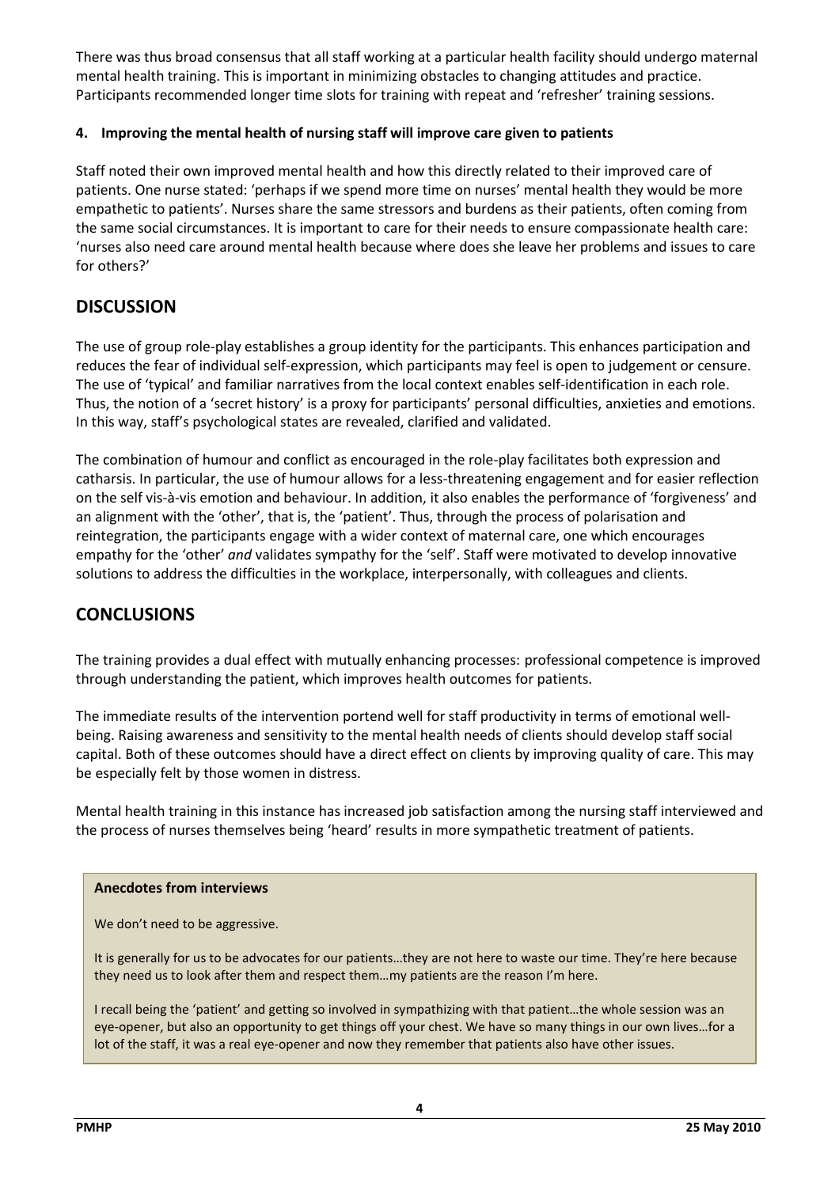There was thus broad consensus that all staff working at a particular health facility should undergo maternal mental health training. This is important in minimizing obstacles to changing attitudes and practice. Participants recommended longer time slots for training with repeat and 'refresher' training sessions.

#### 4. Improving the mental health of nursing staff will improve care given to patients

Staff noted their own improved mental health and how this directly related to their improved care of patients. One nurse stated: 'perhaps if we spend more time on nurses' mental health they would be more empathetic to patients'. Nurses share the same stressors and burdens as their patients, often coming from the same social circumstances. It is important to care for their needs to ensure compassionate health care: 'nurses also need care around mental health because where does she leave her problems and issues to care for others?'

## DISCUSSION

The use of group role-play establishes a group identity for the participants. This enhances participation and reduces the fear of individual self-expression, which participants may feel is open to judgement or censure. The use of 'typical' and familiar narratives from the local context enables self-identification in each role. Thus, the notion of a 'secret history' is a proxy for participants' personal difficulties, anxieties and emotions. In this way, staff's psychological states are revealed, clarified and validated.

The combination of humour and conflict as encouraged in the role-play facilitates both expression and catharsis. In particular, the use of humour allows for a less-threatening engagement and for easier reflection on the self vis-à-vis emotion and behaviour. In addition, it also enables the performance of 'forgiveness' and an alignment with the 'other', that is, the 'patient'. Thus, through the process of polarisation and reintegration, the participants engage with a wider context of maternal care, one which encourages empathy for the 'other' *and* validates sympathy for the 'self'. Staff were motivated to develop innovative solutions to address the difficulties in the workplace, interpersonally, with colleagues and clients.

## CONCLUSIONS

The training provides a dual effect with mutually enhancing processes: professional competence is improved through understanding the patient, which improves health outcomes for patients.

The immediate results of the intervention portend well for staff productivity in terms of emotional well-being. Raising awareness and sensitivity to the mental health needs of clients should develop staff social capital. Both of these outcomes should have a direct effect on clients by improving quality of care. This may be especially felt by those women in distress.

Mental health training in this instance has increased job satisfaction among the nursing staff interviewed and the process of nurses themselves being 'heard' results in more sympathetic treatment of patients.

**Anecdotes from interviews**

We don't need to be aggressive.

It is generally for us to be advocates for our patients…they are not here to waste our time. They're here because they need us to look after them and respect them…my patients are the reason I'm here.

I recall being the 'patient' and getting so involved in sympathizing with that patient…the whole session was an eye-opener, but also an opportunity to get things off your chest. We have so many things in our own lives…for a lot of the staff, it was a real eye-opener and now they remember that patients also have other issues.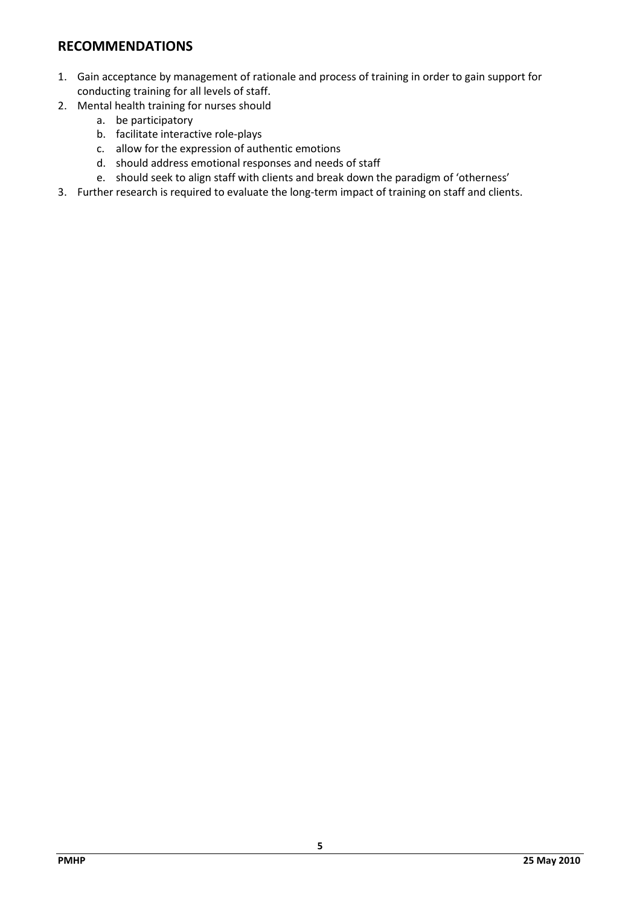## RECOMMENDATIONS

1. Gain acceptance by management of rationale and process of training in order to gain support for conducting training for all levels of staff.
2. Mental health training for nurses should
   a. be participatory
   b. facilitate interactive role-plays
   c. allow for the expression of authentic emotions
   d. should address emotional responses and needs of staff
   e. should seek to align staff with clients and break down the paradigm of 'otherness'
3. Further research is required to evaluate the long-term impact of training on staff and clients.